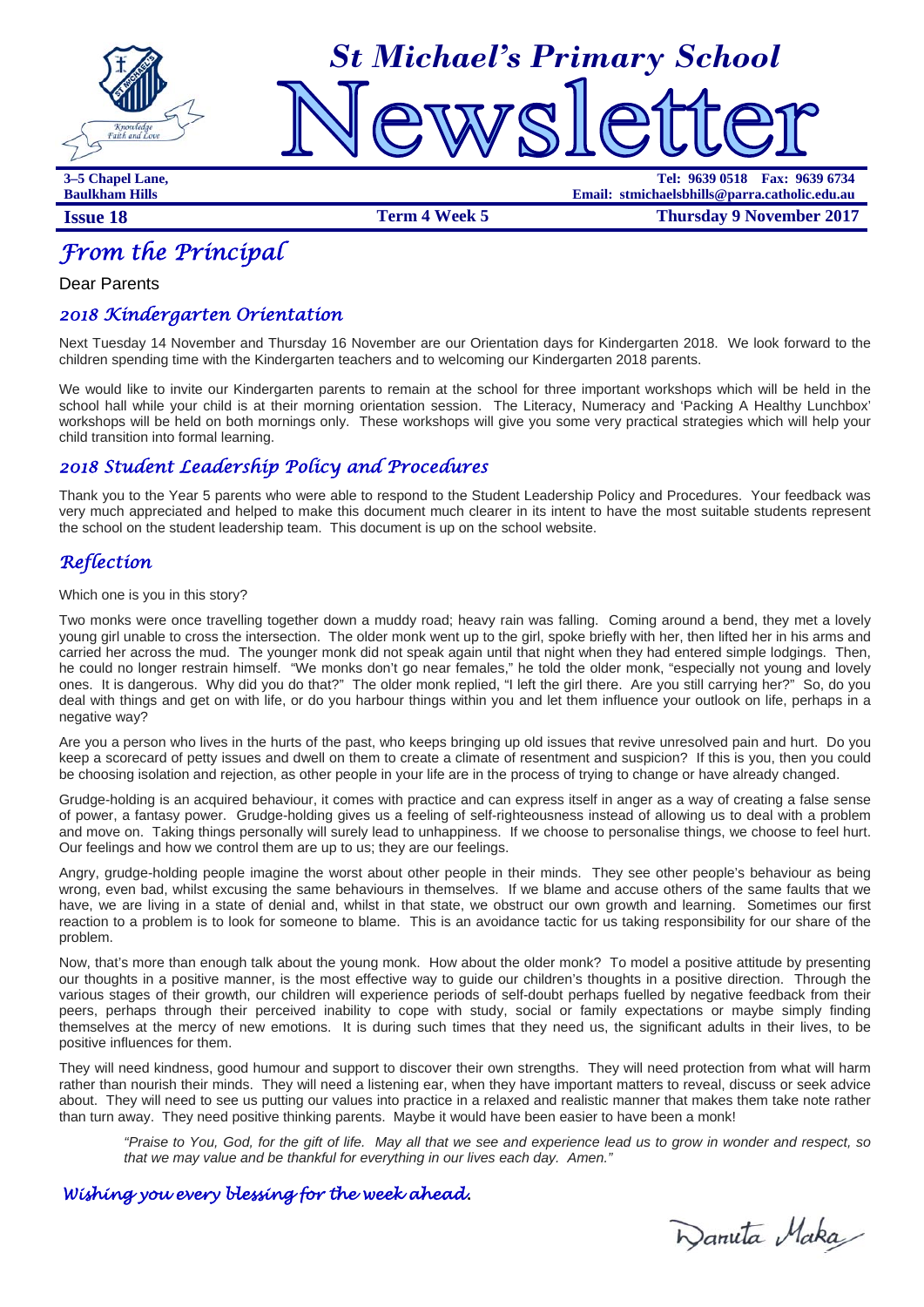# St Michael's Primary School Newsletter

**3–5 Chapel Lane,**
**Baulkham Hills**

**Tel: 9639 0518 Fax: 9639 6734**
**Email: stmichaelsbhills@parra.catholic.edu.au**

**Issue 18** | **Term 4 Week 5** | **Thursday 9 November 2017**

## From the Principal

Dear Parents

### 2018 Kindergarten Orientation

Next Tuesday 14 November and Thursday 16 November are our Orientation days for Kindergarten 2018. We look forward to the children spending time with the Kindergarten teachers and to welcoming our Kindergarten 2018 parents.

We would like to invite our Kindergarten parents to remain at the school for three important workshops which will be held in the school hall while your child is at their morning orientation session. The Literacy, Numeracy and 'Packing A Healthy Lunchbox' workshops will be held on both mornings only. These workshops will give you some very practical strategies which will help your child transition into formal learning.

### 2018 Student Leadership Policy and Procedures

Thank you to the Year 5 parents who were able to respond to the Student Leadership Policy and Procedures. Your feedback was very much appreciated and helped to make this document much clearer in its intent to have the most suitable students represent the school on the student leadership team. This document is up on the school website.

## Reflection

Which one is you in this story?

Two monks were once travelling together down a muddy road; heavy rain was falling. Coming around a bend, they met a lovely young girl unable to cross the intersection. The older monk went up to the girl, spoke briefly with her, then lifted her in his arms and carried her across the mud. The younger monk did not speak again until that night when they had entered simple lodgings. Then, he could no longer restrain himself. "We monks don't go near females," he told the older monk, "especially not young and lovely ones. It is dangerous. Why did you do that?" The older monk replied, "I left the girl there. Are you still carrying her?" So, do you deal with things and get on with life, or do you harbour things within you and let them influence your outlook on life, perhaps in a negative way?

Are you a person who lives in the hurts of the past, who keeps bringing up old issues that revive unresolved pain and hurt. Do you keep a scorecard of petty issues and dwell on them to create a climate of resentment and suspicion? If this is you, then you could be choosing isolation and rejection, as other people in your life are in the process of trying to change or have already changed.

Grudge-holding is an acquired behaviour, it comes with practice and can express itself in anger as a way of creating a false sense of power, a fantasy power. Grudge-holding gives us a feeling of self-righteousness instead of allowing us to deal with a problem and move on. Taking things personally will surely lead to unhappiness. If we choose to personalise things, we choose to feel hurt. Our feelings and how we control them are up to us; they are our feelings.

Angry, grudge-holding people imagine the worst about other people in their minds. They see other people's behaviour as being wrong, even bad, whilst excusing the same behaviours in themselves. If we blame and accuse others of the same faults that we have, we are living in a state of denial and, whilst in that state, we obstruct our own growth and learning. Sometimes our first reaction to a problem is to look for someone to blame. This is an avoidance tactic for us taking responsibility for our share of the problem.

Now, that's more than enough talk about the young monk. How about the older monk? To model a positive attitude by presenting our thoughts in a positive manner, is the most effective way to guide our children's thoughts in a positive direction. Through the various stages of their growth, our children will experience periods of self-doubt perhaps fuelled by negative feedback from their peers, perhaps through their perceived inability to cope with study, social or family expectations or maybe simply finding themselves at the mercy of new emotions. It is during such times that they need us, the significant adults in their lives, to be positive influences for them.

They will need kindness, good humour and support to discover their own strengths. They will need protection from what will harm rather than nourish their minds. They will need a listening ear, when they have important matters to reveal, discuss or seek advice about. They will need to see us putting our values into practice in a relaxed and realistic manner that makes them take note rather than turn away. They need positive thinking parents. Maybe it would have been easier to have been a monk!

> *"Praise to You, God, for the gift of life. May all that we see and experience lead us to grow in wonder and respect, so that we may value and be thankful for everything in our lives each day. Amen."*

*Wishing you every blessing for the week ahead.*

Danuta Maka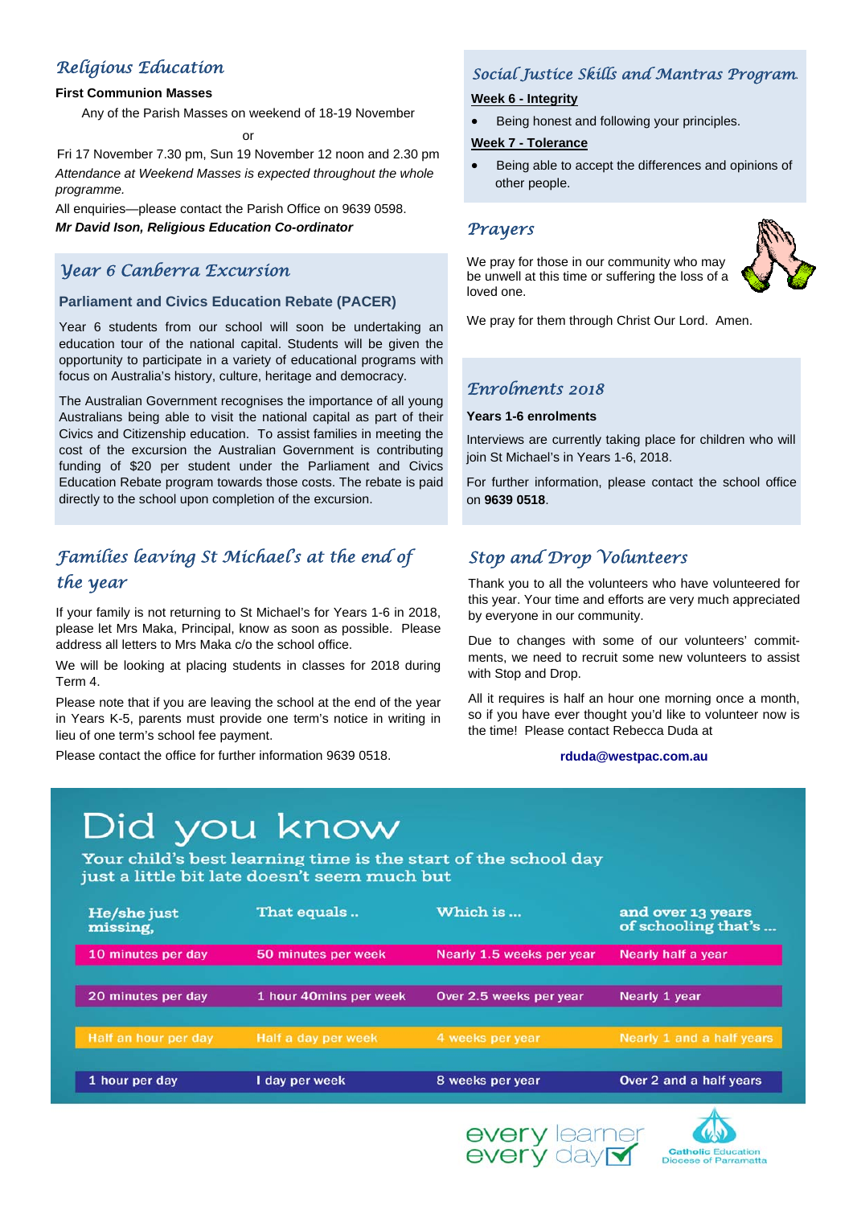## Religious Education

**First Communion Masses**

Any of the Parish Masses on weekend of 18-19 November

or

Fri 17 November 7.30 pm, Sun 19 November 12 noon and 2.30 pm

*Attendance at Weekend Masses is expected throughout the whole programme.*

All enquiries—please contact the Parish Office on 9639 0598.

***Mr David Ison, Religious Education Co-ordinator***

## Year 6 Canberra Excursion

**Parliament and Civics Education Rebate (PACER)**

Year 6 students from our school will soon be undertaking an education tour of the national capital. Students will be given the opportunity to participate in a variety of educational programs with focus on Australia's history, culture, heritage and democracy.

The Australian Government recognises the importance of all young Australians being able to visit the national capital as part of their Civics and Citizenship education. To assist families in meeting the cost of the excursion the Australian Government is contributing funding of $20 per student under the Parliament and Civics Education Rebate program towards those costs. The rebate is paid directly to the school upon completion of the excursion.

## Families leaving St Michael's at the end of the year

If your family is not returning to St Michael's for Years 1-6 in 2018, please let Mrs Maka, Principal, know as soon as possible. Please address all letters to Mrs Maka c/o the school office.

We will be looking at placing students in classes for 2018 during Term 4.

Please note that if you are leaving the school at the end of the year in Years K-5, parents must provide one term's notice in writing in lieu of one term's school fee payment.

Please contact the office for further information 9639 0518.

## Social Justice Skills and Mantras Program

**Week 6 - Integrity**

- Being honest and following your principles.

**Week 7 - Tolerance**

- Being able to accept the differences and opinions of other people.

## Prayers

We pray for those in our community who may be unwell at this time or suffering the loss of a loved one.

We pray for them through Christ Our Lord. Amen.

## Enrolments 2018

**Years 1-6 enrolments**

Interviews are currently taking place for children who will join St Michael's in Years 1-6, 2018.

For further information, please contact the school office on **9639 0518**.

## Stop and Drop Volunteers

Thank you to all the volunteers who have volunteered for this year. Your time and efforts are very much appreciated by everyone in our community.

Due to changes with some of our volunteers' commitments, we need to recruit some new volunteers to assist with Stop and Drop.

All it requires is half an hour one morning once a month, so if you have ever thought you'd like to volunteer now is the time! Please contact Rebecca Duda at

**rduda@westpac.com.au**

## Did you know

Your child's best learning time is the start of the school day just a little bit late doesn't seem much but

| He/she just missing, | That equals .. | Which is ... | and over 13 years of schooling that's ... |
|---|---|---|---|
| 10 minutes per day | 50 minutes per week | Nearly 1.5 weeks per year | Nearly half a year |
| 20 minutes per day | 1 hour 40mins per week | Over 2.5 weeks per year | Nearly 1 year |
| Half an hour per day | Half a day per week | 4 weeks per year | Nearly 1 and a half years |
| 1 hour per day | I day per week | 8 weeks per year | Over 2 and a half years |

every learner every day

Catholic Education Diocese of Parramatta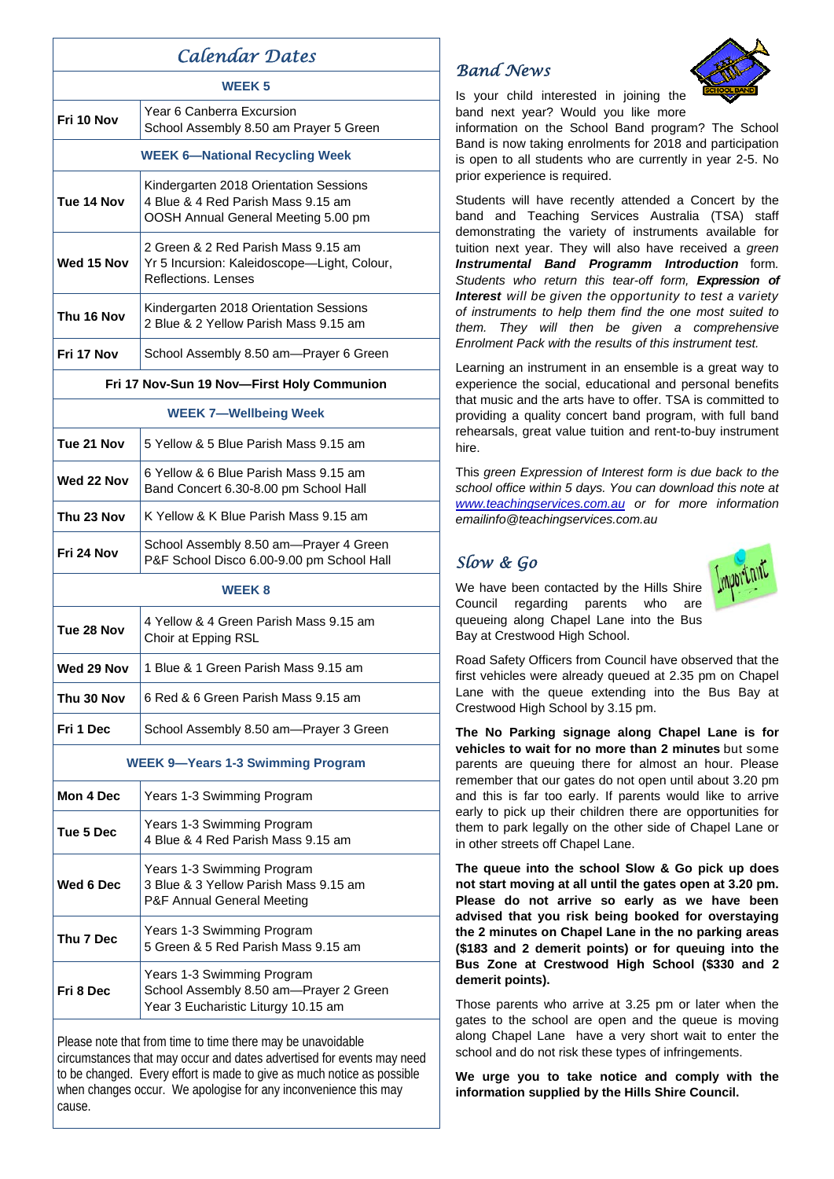## Calendar Dates

| WEEK 5 | |
|---|---|
| **Fri 10 Nov** | Year 6 Canberra Excursion<br>School Assembly 8.50 am Prayer 5 Green |
| **WEEK 6—National Recycling Week** | |
| **Tue 14 Nov** | Kindergarten 2018 Orientation Sessions<br>4 Blue & 4 Red Parish Mass 9.15 am<br>OOSH Annual General Meeting 5.00 pm |
| **Wed 15 Nov** | 2 Green & 2 Red Parish Mass 9.15 am<br>Yr 5 Incursion: Kaleidoscope—Light, Colour, Reflections. Lenses |
| **Thu 16 Nov** | Kindergarten 2018 Orientation Sessions<br>2 Blue & 2 Yellow Parish Mass 9.15 am |
| **Fri 17 Nov** | School Assembly 8.50 am—Prayer 6 Green |
| **Fri 17 Nov-Sun 19 Nov—First Holy Communion** | |
| **WEEK 7—Wellbeing Week** | |
| **Tue 21 Nov** | 5 Yellow & 5 Blue Parish Mass 9.15 am |
| **Wed 22 Nov** | 6 Yellow & 6 Blue Parish Mass 9.15 am<br>Band Concert 6.30-8.00 pm School Hall |
| **Thu 23 Nov** | K Yellow & K Blue Parish Mass 9.15 am |
| **Fri 24 Nov** | School Assembly 8.50 am—Prayer 4 Green<br>P&F School Disco 6.00-9.00 pm School Hall |
| **WEEK 8** | |
| **Tue 28 Nov** | 4 Yellow & 4 Green Parish Mass 9.15 am<br>Choir at Epping RSL |
| **Wed 29 Nov** | 1 Blue & 1 Green Parish Mass 9.15 am |
| **Thu 30 Nov** | 6 Red & 6 Green Parish Mass 9.15 am |
| **Fri 1 Dec** | School Assembly 8.50 am—Prayer 3 Green |
| **WEEK 9—Years 1-3 Swimming Program** | |
| **Mon 4 Dec** | Years 1-3 Swimming Program |
| **Tue 5 Dec** | Years 1-3 Swimming Program<br>4 Blue & 4 Red Parish Mass 9.15 am |
| **Wed 6 Dec** | Years 1-3 Swimming Program<br>3 Blue & 3 Yellow Parish Mass 9.15 am<br>P&F Annual General Meeting |
| **Thu 7 Dec** | Years 1-3 Swimming Program<br>5 Green & 5 Red Parish Mass 9.15 am |
| **Fri 8 Dec** | Years 1-3 Swimming Program<br>School Assembly 8.50 am—Prayer 2 Green<br>Year 3 Eucharistic Liturgy 10.15 am |

Please note that from time to time there may be unavoidable circumstances that may occur and dates advertised for events may need to be changed. Every effort is made to give as much notice as possible when changes occur. We apologise for any inconvenience this may cause.

## Band News

Is your child interested in joining the band next year? Would you like more information on the School Band program? The School Band is now taking enrolments for 2018 and participation is open to all students who are currently in year 2-5. No prior experience is required.

Students will have recently attended a Concert by the band and Teaching Services Australia (TSA) staff demonstrating the variety of instruments available for tuition next year. They will also have received a *green* ***Instrumental Band Programm Introduction*** form. *Students who return this tear-off form,* ***Expression of Interest*** *will be given the opportunity to test a variety of instruments to help them find the one most suited to them. They will then be given a comprehensive Enrolment Pack with the results of this instrument test.*

Learning an instrument in an ensemble is a great way to experience the social, educational and personal benefits that music and the arts have to offer. TSA is committed to providing a quality concert band program, with full band rehearsals, great value tuition and rent-to-buy instrument hire.

This *green Expression of Interest form is due back to the school office within 5 days. You can download this note at www.teachingservices.com.au or for more information emailinfo@teachingservices.com.au*

## Slow & Go

We have been contacted by the Hills Shire Council regarding parents who are queueing along Chapel Lane into the Bus Bay at Crestwood High School.

Road Safety Officers from Council have observed that the first vehicles were already queued at 2.35 pm on Chapel Lane with the queue extending into the Bus Bay at Crestwood High School by 3.15 pm.

**The No Parking signage along Chapel Lane is for vehicles to wait for no more than 2 minutes** but some parents are queuing there for almost an hour. Please remember that our gates do not open until about 3.20 pm and this is far too early. If parents would like to arrive early to pick up their children there are opportunities for them to park legally on the other side of Chapel Lane or in other streets off Chapel Lane.

**The queue into the school Slow & Go pick up does not start moving at all until the gates open at 3.20 pm. Please do not arrive so early as we have been advised that you risk being booked for overstaying the 2 minutes on Chapel Lane in the no parking areas ($183 and 2 demerit points) or for queuing into the Bus Zone at Crestwood High School ($330 and 2 demerit points).**

Those parents who arrive at 3.25 pm or later when the gates to the school are open and the queue is moving along Chapel Lane have a very short wait to enter the school and do not risk these types of infringements.

**We urge you to take notice and comply with the information supplied by the Hills Shire Council.**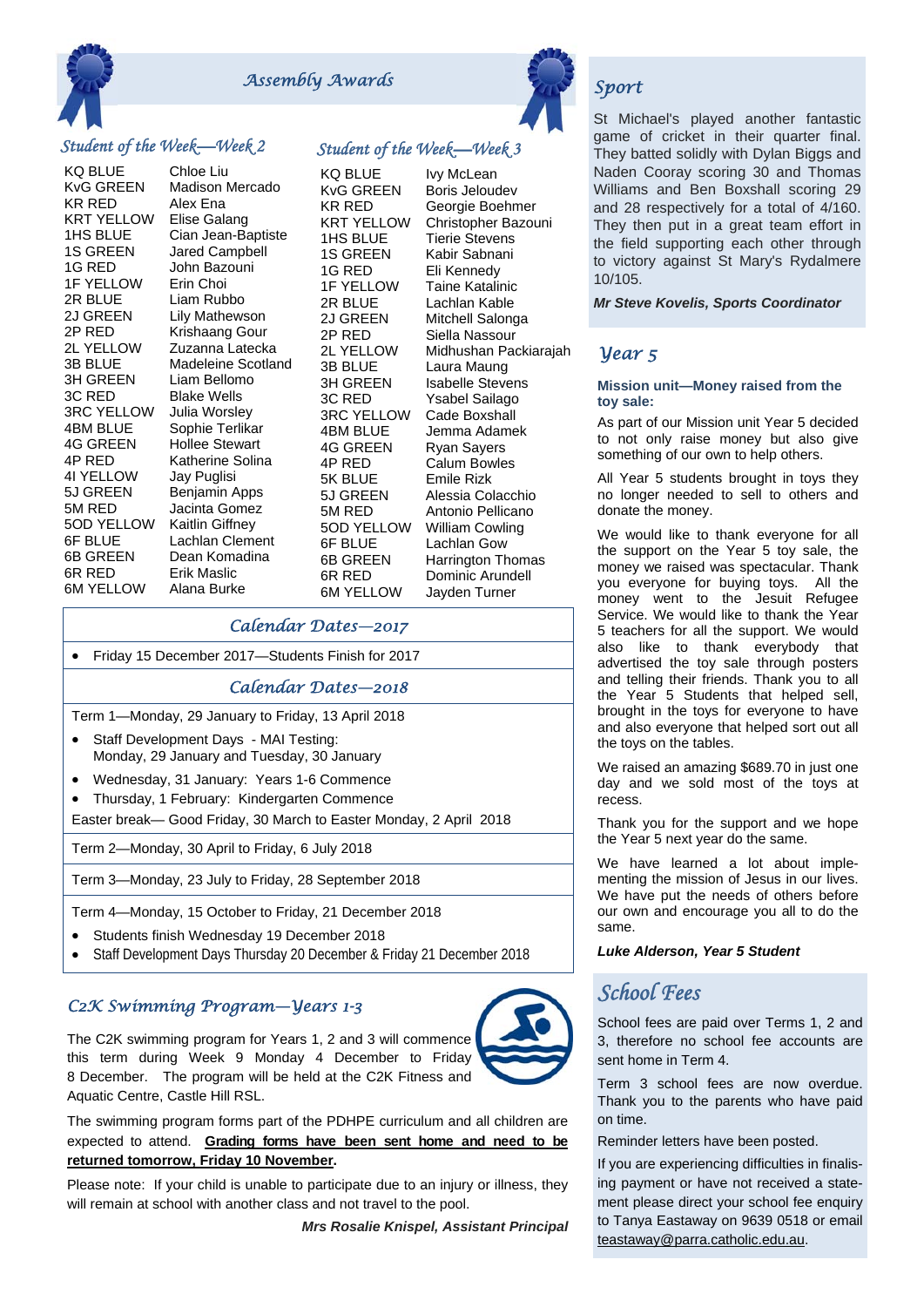## Assembly Awards

### Student of the Week—Week 2

| | |
|---|---|
| KQ BLUE | Chloe Liu |
| KvG GREEN | Madison Mercado |
| KR RED | Alex Ena |
| KRT YELLOW | Elise Galang |
| 1HS BLUE | Cian Jean-Baptiste |
| 1S GREEN | Jared Campbell |
| 1G RED | John Bazouni |
| 1F YELLOW | Erin Choi |
| 2R BLUE | Liam Rubbo |
| 2J GREEN | Lily Mathewson |
| 2P RED | Krishaang Gour |
| 2L YELLOW | Zuzanna Latecka |
| 3B BLUE | Madeleine Scotland |
| 3H GREEN | Liam Bellomo |
| 3C RED | Blake Wells |
| 3RC YELLOW | Julia Worsley |
| 4BM BLUE | Sophie Terlikar |
| 4G GREEN | Hollee Stewart |
| 4P RED | Katherine Solina |
| 4I YELLOW | Jay Puglisi |
| 5J GREEN | Benjamin Apps |
| 5M RED | Jacinta Gomez |
| 5OD YELLOW | Kaitlin Giffney |
| 6F BLUE | Lachlan Clement |
| 6B GREEN | Dean Komadina |
| 6R RED | Erik Maslic |
| 6M YELLOW | Alana Burke |

### Student of the Week—Week 3

| | |
|---|---|
| KQ BLUE | Ivy McLean |
| KvG GREEN | Boris Jeloudev |
| KR RED | Georgie Boehmer |
| KRT YELLOW | Christopher Bazouni |
| 1HS BLUE | Tierie Stevens |
| 1S GREEN | Kabir Sabnani |
| 1G RED | Eli Kennedy |
| 1F YELLOW | Taine Katalinic |
| 2R BLUE | Lachlan Kable |
| 2J GREEN | Mitchell Salonga |
| 2P RED | Siella Nassour |
| 2L YELLOW | Midhushan Packiarajah |
| 3B BLUE | Laura Maung |
| 3H GREEN | Isabelle Stevens |
| 3C RED | Ysabel Sailago |
| 3RC YELLOW | Cade Boxshall |
| 4BM BLUE | Jemma Adamek |
| 4G GREEN | Ryan Sayers |
| 4P RED | Calum Bowles |
| 5K BLUE | Emile Rizk |
| 5J GREEN | Alessia Colacchio |
| 5M RED | Antonio Pellicano |
| 5OD YELLOW | William Cowling |
| 6F BLUE | Lachlan Gow |
| 6B GREEN | Harrington Thomas |
| 6R RED | Dominic Arundell |
| 6M YELLOW | Jayden Turner |

## Calendar Dates—2017

- Friday 15 December 2017—Students Finish for 2017

## Calendar Dates—2018

Term 1—Monday, 29 January to Friday, 13 April 2018

- Staff Development Days - MAI Testing:
  Monday, 29 January and Tuesday, 30 January
- Wednesday, 31 January: Years 1-6 Commence
- Thursday, 1 February: Kindergarten Commence

Easter break— Good Friday, 30 March to Easter Monday, 2 April 2018

Term 2—Monday, 30 April to Friday, 6 July 2018

Term 3—Monday, 23 July to Friday, 28 September 2018

Term 4—Monday, 15 October to Friday, 21 December 2018

- Students finish Wednesday 19 December 2018
- Staff Development Days Thursday 20 December & Friday 21 December 2018

## C2K Swimming Program—Years 1-3

The C2K swimming program for Years 1, 2 and 3 will commence this term during Week 9 Monday 4 December to Friday 8 December. The program will be held at the C2K Fitness and Aquatic Centre, Castle Hill RSL.

The swimming program forms part of the PDHPE curriculum and all children are expected to attend. **Grading forms have been sent home and need to be returned tomorrow, Friday 10 November.**

Please note: If your child is unable to participate due to an injury or illness, they will remain at school with another class and not travel to the pool.

***Mrs Rosalie Knispel, Assistant Principal***

## Sport

St Michael's played another fantastic game of cricket in their quarter final. They batted solidly with Dylan Biggs and Naden Cooray scoring 30 and Thomas Williams and Ben Boxshall scoring 29 and 28 respectively for a total of 4/160. They then put in a great team effort in the field supporting each other through to victory against St Mary's Rydalmere 10/105.

***Mr Steve Kovelis, Sports Coordinator***

## Year 5

**Mission unit—Money raised from the toy sale:**

As part of our Mission unit Year 5 decided to not only raise money but also give something of our own to help others.

All Year 5 students brought in toys they no longer needed to sell to others and donate the money.

We would like to thank everyone for all the support on the Year 5 toy sale, the money we raised was spectacular. Thank you everyone for buying toys. All the money went to the Jesuit Refugee Service. We would like to thank the Year 5 teachers for all the support. We would also like to thank everybody that advertised the toy sale through posters and telling their friends. Thank you to all the Year 5 Students that helped sell, brought in the toys for everyone to have and also everyone that helped sort out all the toys on the tables.

We raised an amazing $689.70 in just one day and we sold most of the toys at recess.

Thank you for the support and we hope the Year 5 next year do the same.

We have learned a lot about implementing the mission of Jesus in our lives. We have put the needs of others before our own and encourage you all to do the same.

***Luke Alderson, Year 5 Student***

## School Fees

School fees are paid over Terms 1, 2 and 3, therefore no school fee accounts are sent home in Term 4.

Term 3 school fees are now overdue. Thank you to the parents who have paid on time.

Reminder letters have been posted.

If you are experiencing difficulties in finalising payment or have not received a statement please direct your school fee enquiry to Tanya Eastaway on 9639 0518 or email teastaway@parra.catholic.edu.au.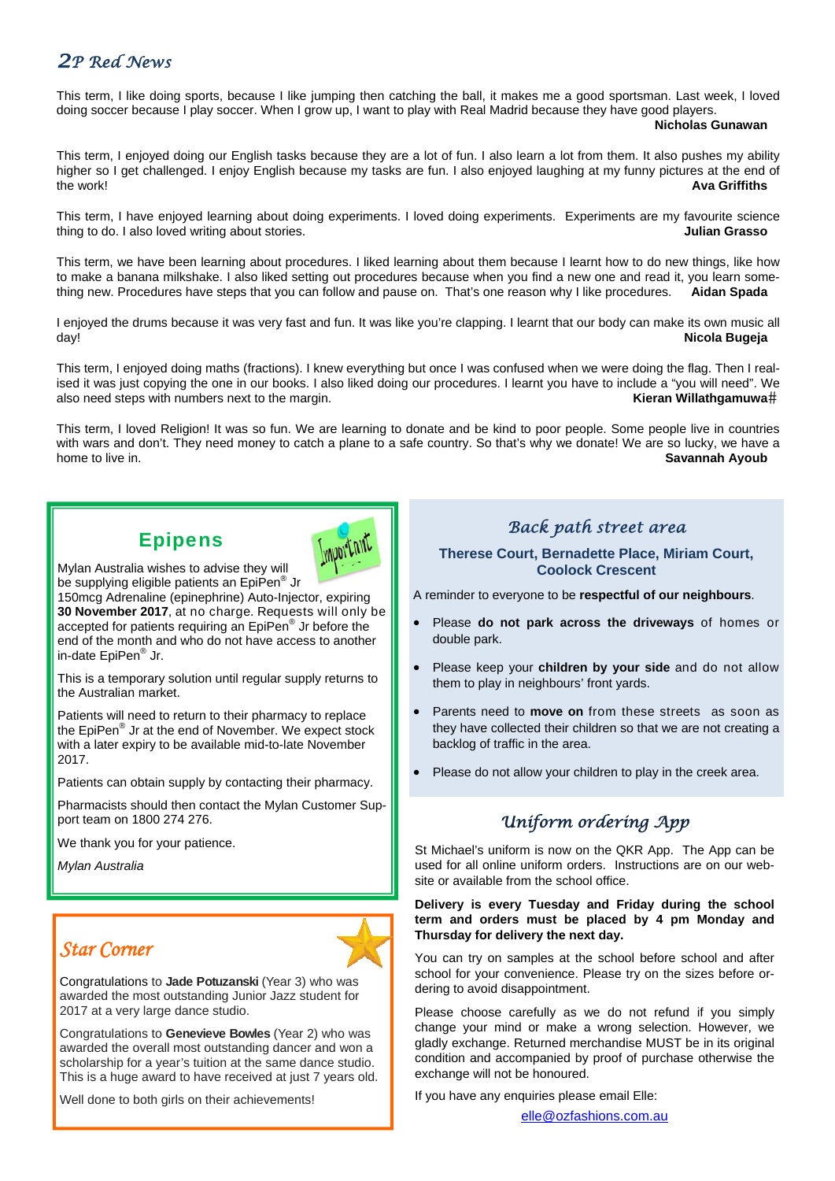## 2P Red News

This term, I like doing sports, because I like jumping then catching the ball, it makes me a good sportsman. Last week, I loved doing soccer because I play soccer. When I grow up, I want to play with Real Madrid because they have good players.

**Nicholas Gunawan**

This term, I enjoyed doing our English tasks because they are a lot of fun. I also learn a lot from them. It also pushes my ability higher so I get challenged. I enjoy English because my tasks are fun. I also enjoyed laughing at my funny pictures at the end of the work!

**Ava Griffiths**

This term, I have enjoyed learning about doing experiments. I loved doing experiments. Experiments are my favourite science thing to do. I also loved writing about stories.

**Julian Grasso**

This term, we have been learning about procedures. I liked learning about them because I learnt how to do new things, like how to make a banana milkshake. I also liked setting out procedures because when you find a new one and read it, you learn something new. Procedures have steps that you can follow and pause on. That's one reason why I like procedures.

**Aidan Spada**

I enjoyed the drums because it was very fast and fun. It was like you're clapping. I learnt that our body can make its own music all day!

**Nicola Bugeja**

This term, I enjoyed doing maths (fractions). I knew everything but once I was confused when we were doing the flag. Then I realised it was just copying the one in our books. I also liked doing our procedures. I learnt you have to include a "you will need". We also need steps with numbers next to the margin.

**Kieran Willathgamuwa**

This term, I loved Religion! It was so fun. We are learning to donate and be kind to poor people. Some people live in countries with wars and don't. They need money to catch a plane to a safe country. So that's why we donate! We are so lucky, we have a home to live in.

**Savannah Ayoub**

## Epipens

Mylan Australia wishes to advise they will be supplying eligible patients an EpiPen® Jr 150mcg Adrenaline (epinephrine) Auto-Injector, expiring **30 November 2017**, at no charge. Requests will only be accepted for patients requiring an EpiPen® Jr before the end of the month and who do not have access to another in-date EpiPen® Jr.

This is a temporary solution until regular supply returns to the Australian market.

Patients will need to return to their pharmacy to replace the EpiPen® Jr at the end of November. We expect stock with a later expiry to be available mid-to-late November 2017.

Patients can obtain supply by contacting their pharmacy.

Pharmacists should then contact the Mylan Customer Support team on 1800 274 276.

We thank you for your patience.

*Mylan Australia*

## Star Corner

Congratulations to **Jade Potuzanski** (Year 3) who was awarded the most outstanding Junior Jazz student for 2017 at a very large dance studio.

Congratulations to **Genevieve Bowles** (Year 2) who was awarded the overall most outstanding dancer and won a scholarship for a year's tuition at the same dance studio. This is a huge award to have received at just 7 years old.

Well done to both girls on their achievements!

## Back path street area

**Therese Court, Bernadette Place, Miriam Court, Coolock Crescent**

A reminder to everyone to be **respectful of our neighbours**.

- Please **do not park across the driveways** of homes or double park.
- Please keep your **children by your side** and do not allow them to play in neighbours' front yards.
- Parents need to **move on** from these streets as soon as they have collected their children so that we are not creating a backlog of traffic in the area.
- Please do not allow your children to play in the creek area.

## Uniform ordering App

St Michael's uniform is now on the QKR App. The App can be used for all online uniform orders. Instructions are on our website or available from the school office.

**Delivery is every Tuesday and Friday during the school term and orders must be placed by 4 pm Monday and Thursday for delivery the next day.**

You can try on samples at the school before school and after school for your convenience. Please try on the sizes before ordering to avoid disappointment.

Please choose carefully as we do not refund if you simply change your mind or make a wrong selection. However, we gladly exchange. Returned merchandise MUST be in its original condition and accompanied by proof of purchase otherwise the exchange will not be honoured.

If you have any enquiries please email Elle:

elle@ozfashions.com.au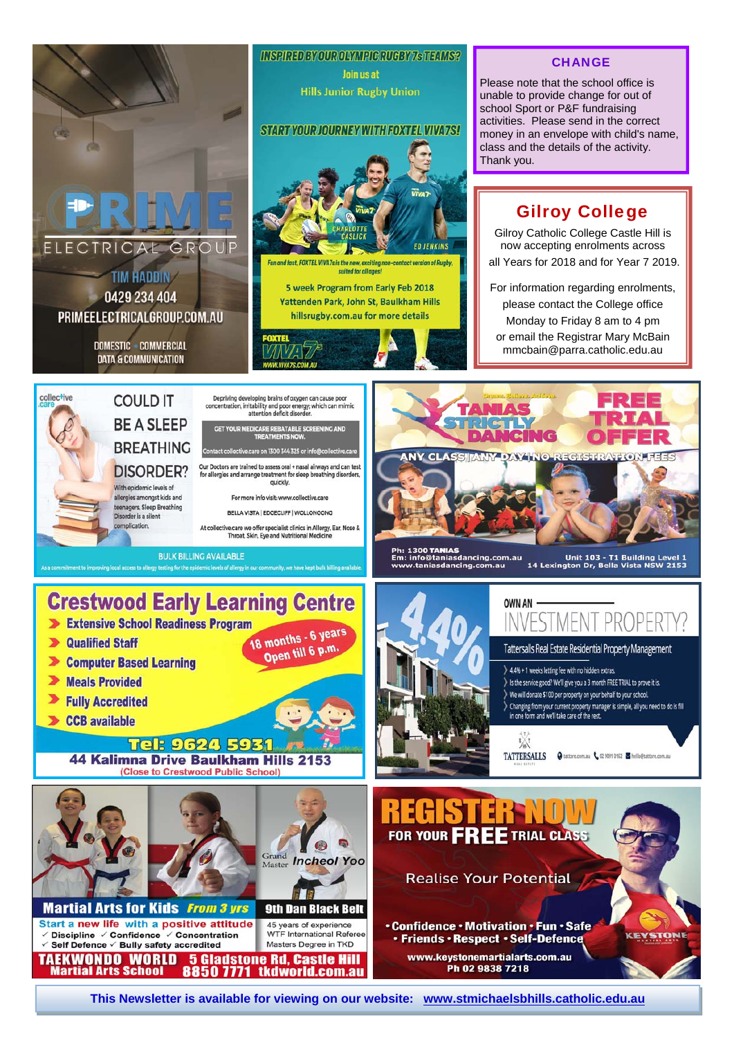PRIME ELECTRICAL GROUP

TIM HADDIN

0429 234 404

PRIMEELECTRICALGROUP.COM.AU

DOMESTIC · COMMERCIAL

DATA & COMMUNICATION

INSPIRED BY OUR OLYMPIC RUGBY 7s TEAMS?

Join us at

Hills Junior Rugby Union

START YOUR JOURNEY WITH FOXTEL VIVA7S!

CHARLOTTE CASLICK

ED JENKINS

Fun and fast, FOXTEL VIVA7s is the new, exciting non-contact version of Rugby, suited for all ages!

5 week Program from Early Feb 2018

Yattenden Park, John St, Baulkham Hills

hillsrugby.com.au for more details

FOXTEL VIVA7s

WWW.VIVA7S.COM.AU

## CHANGE

Please note that the school office is unable to provide change for out of school Sport or P&F fundraising activities. Please send in the correct money in an envelope with child's name, class and the details of the activity. Thank you.

## Gilroy College

Gilroy Catholic College Castle Hill is now accepting enrolments across all Years for 2018 and for Year 7 2019.

For information regarding enrolments, please contact the College office Monday to Friday 8 am to 4 pm or email the Registrar Mary McBain mmcbain@parra.catholic.edu.au

collective.care

COULD IT BE A SLEEP BREATHING DISORDER?

With epidemic levels of allergies amongst kids and teenagers, Sleep Breathing Disorder is a silent complication.

Depriving developing brains of oxygen can cause poor concentration, irritability and poor energy; which can mimic attention deficit disorder.

GET YOUR MEDICARE REBATABLE SCREENING AND TREATMENTS NOW.

Contact collective.care on 1300 344 325 or info@collective.care

Our Doctors are trained to assess oral + nasal airways and can test for allergies and arrange treatment for sleep breathing disorders, quickly.

For more info visit: www.collective.care

BELLA VISTA | EDGECLIFF | WOLLONGONG

At collective.care we offer specialist clinics in Allergy, Ear, Nose & Throat, Skin, Eye and Nutritional Medicine

BULK BILLING AVAILABLE

As a commitment to improving local access to allergy testing for the epidemic levels of allergy in our community, we have kept bulk billing available.

Dream. Believe. Achieve.

TANIAS STRICTLY DANCING

FREE TRIAL OFFER

ANY CLASS | ANY DAY | NO REGISTRATION FEES

Ph: 1300 TANIAS

Em: info@taniasdancing.com.au

www.taniasdancing.com.au

Unit 103 - T1 Building Level 1

14 Lexington Dr, Bella Vista NSW 2153

## Crestwood Early Learning Centre

- Extensive School Readiness Program
- Qualified Staff
- Computer Based Learning
- Meals Provided
- Fully Accredited
- CCB available

18 months - 6 years

Open till 6 p.m.

**Tel: 9624 5931**

**44 Kalimna Drive Baulkham Hills 2153**

(Close to Crestwood Public School)

4.4%

OWN AN INVESTMENT PROPERTY?

Tattersalls Real Estate Residential Property Management

- 4.4% + 1 weeks letting fee with no hidden extras.
- Is the service good? We'll give you a 3 month FREE TRIAL to prove it is.
- We will donate $100 per property on your behalf to your school.
- Changing from your current property manager is simple, all you need to do is fill in one form and we'll take care of the rest.

TATTERSALLS tattore.com.au 02 9091 3152 hello@tattore.com.au

Grand Master Incheol Yoo

**Martial Arts for Kids** *From 3 yrs*

**9th Dan Black Belt**

Start a new life with a positive attitude

✓ Discipline ✓ Confidence ✓ Concentration

✓ Self Defence ✓ Bully safety accredited

45 years of experience

WTF International Referee

Masters Degree in TKD

**TAEKWONDO WORLD Martial Arts School**

**5 Gladstone Rd, Castle Hill**

**8850 7771 tkdworld.com.au**

REGISTER NOW

FOR YOUR FREE TRIAL CLASS

Realise Your Potential

• Confidence • Motivation • Fun • Safe

• Friends • Respect • Self-Defence

www.keystonemartialarts.com.au

Ph 02 9838 7218

KEYSTONE MARTIAL ARTS

**This Newsletter is available for viewing on our website: www.stmichaelsbhills.catholic.edu.au**